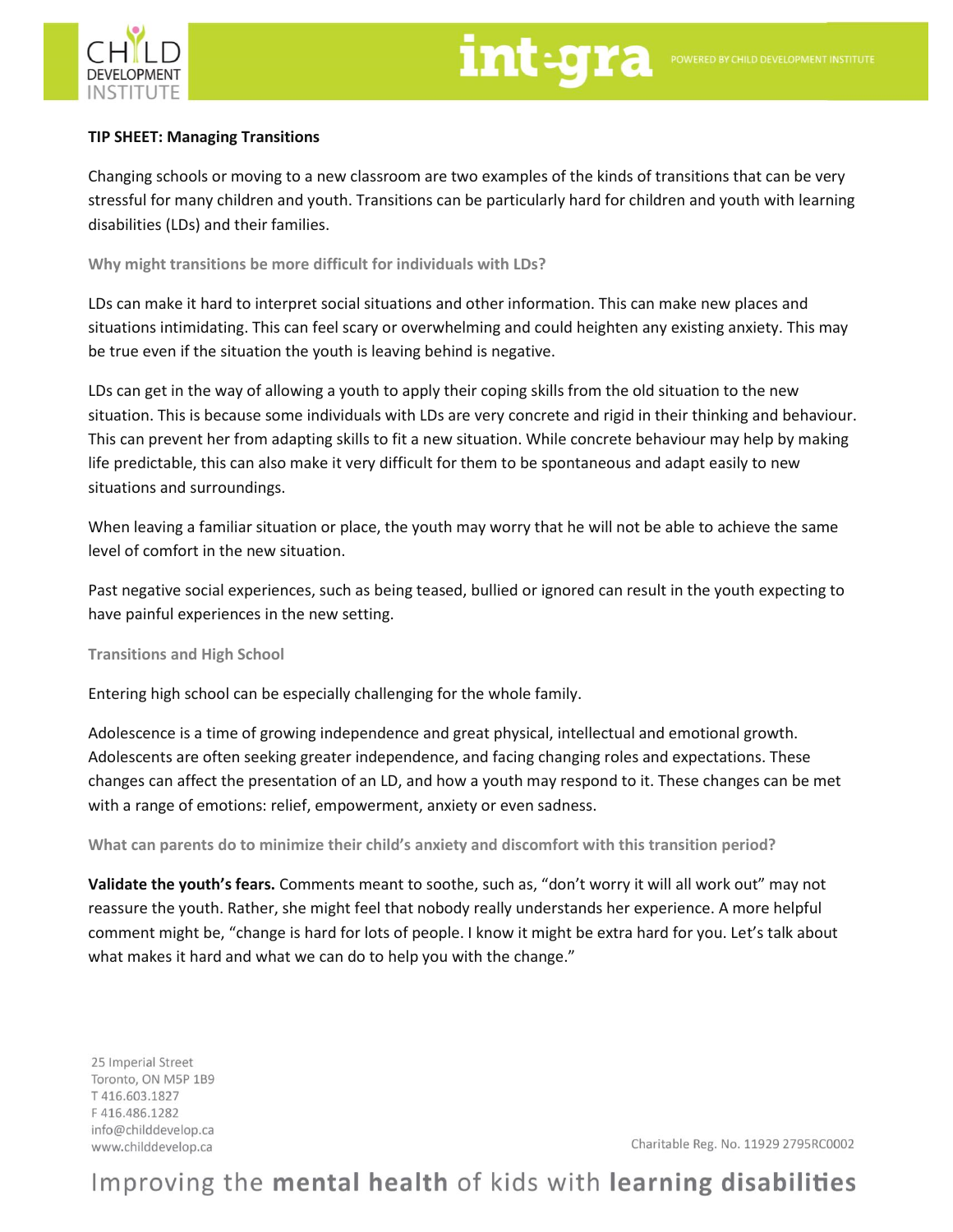**TIP SHEET: Managing Transitions**

Changing schools or moving to a new classroom are two examples of the kinds of transitions that can be very stressful for many children and youth. Transitions can be particularly hard for children and youth with learning disabilities (LDs) and their families.

### Why might transitions be more difficult for individuals with LDs?

LDs can make it hard to interpret social situations and other information. This can make new places and situations intimidating. This can feel scary or overwhelming and could heighten any existing anxiety. This may be true even if the situation the youth is leaving behind is negative.

LDs can get in the way of allowing a youth to apply their coping skills from the old situation to the new situation. This is because some individuals with LDs are very concrete and rigid in their thinking and behaviour. This can prevent her from adapting skills to fit a new situation. While concrete behaviour may help by making life predictable, this can also make it very difficult for them to be spontaneous and adapt easily to new situations and surroundings.

When leaving a familiar situation or place, the youth may worry that he will not be able to achieve the same level of comfort in the new situation.

Past negative social experiences, such as being teased, bullied or ignored can result in the youth expecting to have painful experiences in the new setting.

### Transitions and High School

Entering high school can be especially challenging for the whole family.

Adolescence is a time of growing independence and great physical, intellectual and emotional growth. Adolescents are often seeking greater independence, and facing changing roles and expectations. These changes can affect the presentation of an LD, and how a youth may respond to it. These changes can be met with a range of emotions: relief, empowerment, anxiety or even sadness.

### What can parents do to minimize their child's anxiety and discomfort with this transition period?

**Validate the youth's fears.** Comments meant to soothe, such as, "don't worry it will all work out" may not reassure the youth. Rather, she might feel that nobody really understands her experience. A more helpful comment might be, "change is hard for lots of people. I know it might be extra hard for you. Let's talk about what makes it hard and what we can do to help you with the change."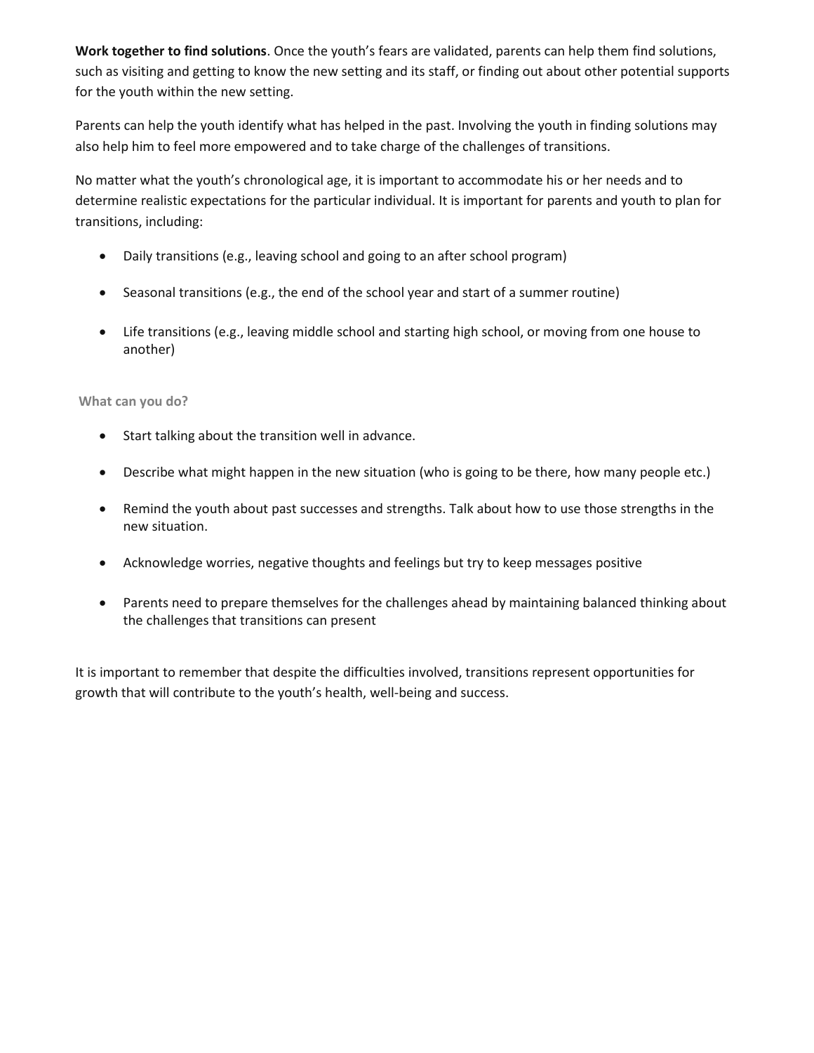**Work together to find solutions**. Once the youth's fears are validated, parents can help them find solutions, such as visiting and getting to know the new setting and its staff, or finding out about other potential supports for the youth within the new setting.

Parents can help the youth identify what has helped in the past. Involving the youth in finding solutions may also help him to feel more empowered and to take charge of the challenges of transitions.

No matter what the youth's chronological age, it is important to accommodate his or her needs and to determine realistic expectations for the particular individual. It is important for parents and youth to plan for transitions, including:

- Daily transitions (e.g., leaving school and going to an after school program)
- Seasonal transitions (e.g., the end of the school year and start of a summer routine)
- Life transitions (e.g., leaving middle school and starting high school, or moving from one house to another)

**What can you do?**

- Start talking about the transition well in advance.
- Describe what might happen in the new situation (who is going to be there, how many people etc.)
- Remind the youth about past successes and strengths. Talk about how to use those strengths in the new situation.
- Acknowledge worries, negative thoughts and feelings but try to keep messages positive
- Parents need to prepare themselves for the challenges ahead by maintaining balanced thinking about the challenges that transitions can present

It is important to remember that despite the difficulties involved, transitions represent opportunities for growth that will contribute to the youth's health, well-being and success.